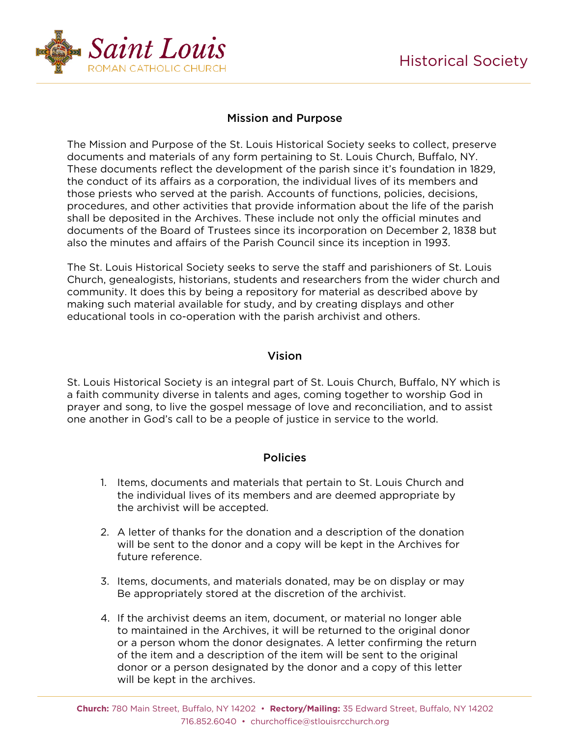Saint Louis
ROMAN CATHOLIC CHURCH

Historical Society

## Mission and Purpose

The Mission and Purpose of the St. Louis Historical Society seeks to collect, preserve documents and materials of any form pertaining to St. Louis Church, Buffalo, NY. These documents reflect the development of the parish since it's foundation in 1829, the conduct of its affairs as a corporation, the individual lives of its members and those priests who served at the parish. Accounts of functions, policies, decisions, procedures, and other activities that provide information about the life of the parish shall be deposited in the Archives. These include not only the official minutes and documents of the Board of Trustees since its incorporation on December 2, 1838 but also the minutes and affairs of the Parish Council since its inception in 1993.

The St. Louis Historical Society seeks to serve the staff and parishioners of St. Louis Church, genealogists, historians, students and researchers from the wider church and community. It does this by being a repository for material as described above by making such material available for study, and by creating displays and other educational tools in co-operation with the parish archivist and others.

## Vision

St. Louis Historical Society is an integral part of St. Louis Church, Buffalo, NY which is a faith community diverse in talents and ages, coming together to worship God in prayer and song, to live the gospel message of love and reconciliation, and to assist one another in God's call to be a people of justice in service to the world.

## Policies

1. Items, documents and materials that pertain to St. Louis Church and the individual lives of its members and are deemed appropriate by the archivist will be accepted.

2. A letter of thanks for the donation and a description of the donation will be sent to the donor and a copy will be kept in the Archives for future reference.

3. Items, documents, and materials donated, may be on display or may Be appropriately stored at the discretion of the archivist.

4. If the archivist deems an item, document, or material no longer able to maintained in the Archives, it will be returned to the original donor or a person whom the donor designates. A letter confirming the return of the item and a description of the item will be sent to the original donor or a person designated by the donor and a copy of this letter will be kept in the archives.

**Church:** 780 Main Street, Buffalo, NY 14202 • **Rectory/Mailing:** 35 Edward Street, Buffalo, NY 14202
716.852.6040 • churchoffice@stlouisrcchurch.org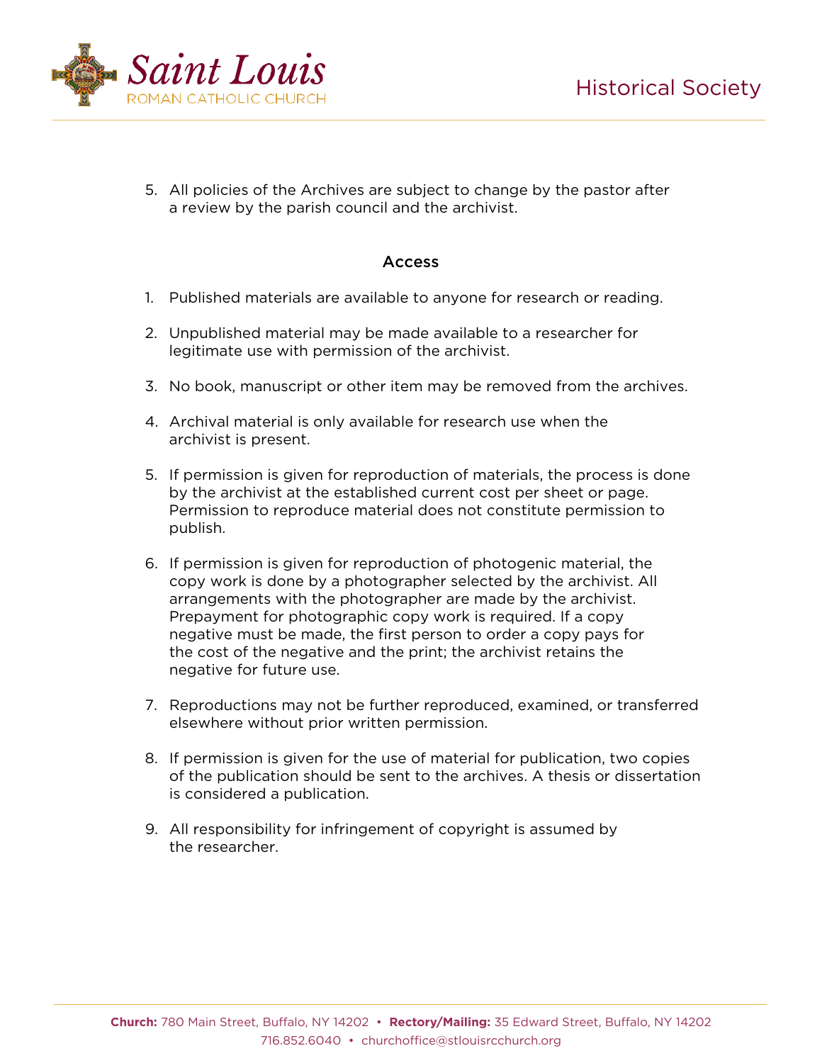5. All policies of the Archives are subject to change by the pastor after a review by the parish council and the archivist.

## Access

1. Published materials are available to anyone for research or reading.

2. Unpublished material may be made available to a researcher for legitimate use with permission of the archivist.

3. No book, manuscript or other item may be removed from the archives.

4. Archival material is only available for research use when the archivist is present.

5. If permission is given for reproduction of materials, the process is done by the archivist at the established current cost per sheet or page. Permission to reproduce material does not constitute permission to publish.

6. If permission is given for reproduction of photogenic material, the copy work is done by a photographer selected by the archivist. All arrangements with the photographer are made by the archivist. Prepayment for photographic copy work is required. If a copy negative must be made, the first person to order a copy pays for the cost of the negative and the print; the archivist retains the negative for future use.

7. Reproductions may not be further reproduced, examined, or transferred elsewhere without prior written permission.

8. If permission is given for the use of material for publication, two copies of the publication should be sent to the archives. A thesis or dissertation is considered a publication.

9. All responsibility for infringement of copyright is assumed by the researcher.